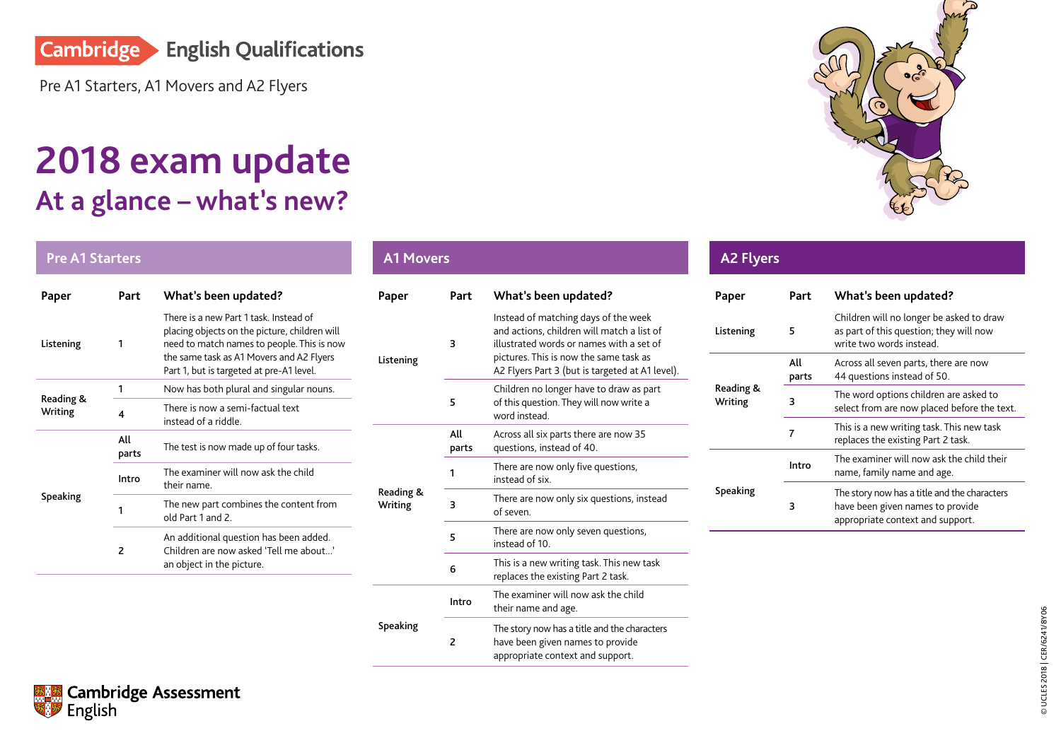Cambridge English Qualifications

Pre A1 Starters, A1 Movers and A2 Flyers

# 2018 exam update

## At a glance – what's new?

### Pre A1 Starters

| Paper | Part | What's been updated? |
|---|---|---|
| Listening | 1 | There is a new Part 1 task. Instead of placing objects on the picture, children will need to match names to people. This is now the same task as A1 Movers and A2 Flyers Part 1, but is targeted at pre-A1 level. |
| Reading & Writing | 1 | Now has both plural and singular nouns. |
| | 4 | There is now a semi-factual text instead of a riddle. |
| Speaking | All parts | The test is now made up of four tasks. |
| | Intro | The examiner will now ask the child their name. |
| | 1 | The new part combines the content from old Part 1 and 2. |
| | 2 | An additional question has been added. Children are now asked 'Tell me about...' an object in the picture. |

### A1 Movers

| Paper | Part | What's been updated? |
|---|---|---|
| Listening | 3 | Instead of matching days of the week and actions, children will match a list of illustrated words or names with a set of pictures. This is now the same task as A2 Flyers Part 3 (but is targeted at A1 level). |
| | 5 | Children no longer have to draw as part of this question. They will now write a word instead. |
| Reading & Writing | All parts | Across all six parts there are now 35 questions, instead of 40. |
| | 1 | There are now only five questions, instead of six. |
| | 3 | There are now only six questions, instead of seven. |
| | 5 | There are now only seven questions, instead of 10. |
| | 6 | This is a new writing task. This new task replaces the existing Part 2 task. |
| Speaking | Intro | The examiner will now ask the child their name and age. |
| | 2 | The story now has a title and the characters have been given names to provide appropriate context and support. |

### A2 Flyers

| Paper | Part | What's been updated? |
|---|---|---|
| Listening | 5 | Children will no longer be asked to draw as part of this question; they will now write two words instead. |
| Reading & Writing | All parts | Across all seven parts, there are now 44 questions instead of 50. |
| | 3 | The word options children are asked to select from are now placed before the text. |
| | 7 | This is a new writing task. This new task replaces the existing Part 2 task. |
| Speaking | Intro | The examiner will now ask the child their name, family name and age. |
| | 3 | The story now has a title and the characters have been given names to provide appropriate context and support. |

Cambridge Assessment English

© UCLES 2018 | CER/6241/8Y06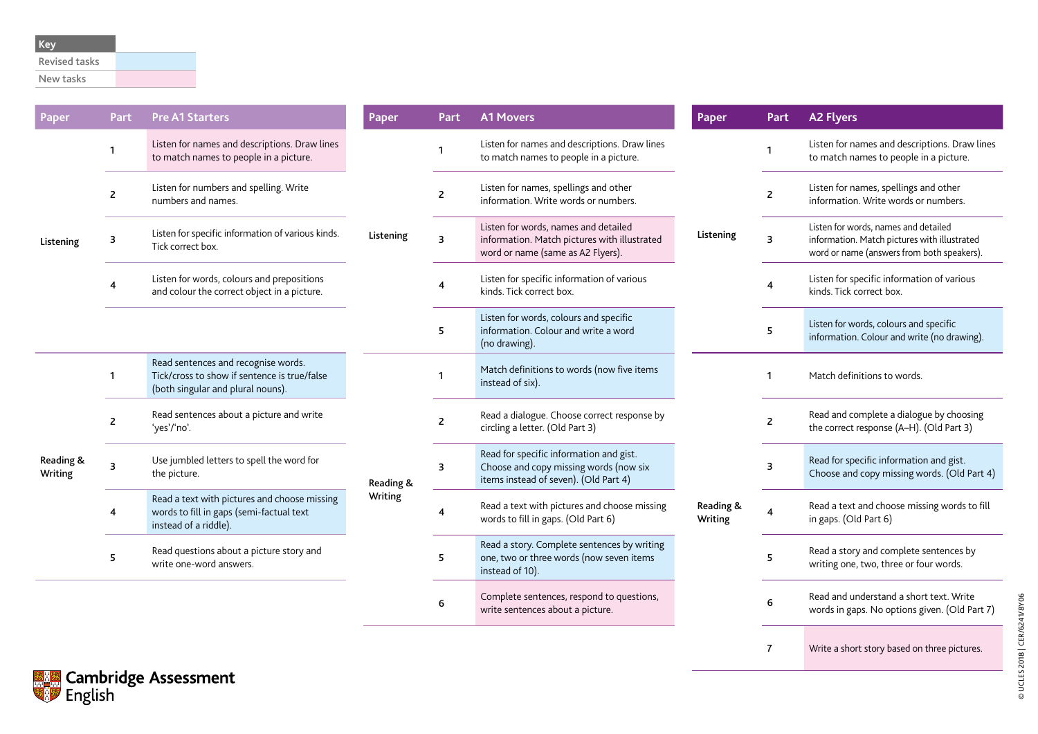| Key | |
|---|---|
| Revised tasks | |
| New tasks | |

| Paper | Part | Pre A1 Starters |
|---|---|---|
| Listening | 1 | Listen for names and descriptions. Draw lines to match names to people in a picture. |
| | 2 | Listen for numbers and spelling. Write numbers and names. |
| | 3 | Listen for specific information of various kinds. Tick correct box. |
| | 4 | Listen for words, colours and prepositions and colour the correct object in a picture. |
| Reading & Writing | 1 | Read sentences and recognise words. Tick/cross to show if sentence is true/false (both singular and plural nouns). |
| | 2 | Read sentences about a picture and write 'yes'/'no'. |
| | 3 | Use jumbled letters to spell the word for the picture. |
| | 4 | Read a text with pictures and choose missing words to fill in gaps (semi-factual text instead of a riddle). |
| | 5 | Read questions about a picture story and write one-word answers. |

| Paper | Part | A1 Movers |
|---|---|---|
| Listening | 1 | Listen for names and descriptions. Draw lines to match names to people in a picture. |
| | 2 | Listen for names, spellings and other information. Write words or numbers. |
| | 3 | Listen for words, names and detailed information. Match pictures with illustrated word or name (same as A2 Flyers). |
| | 4 | Listen for specific information of various kinds. Tick correct box. |
| | 5 | Listen for words, colours and specific information. Colour and write a word (no drawing). |
| Reading & Writing | 1 | Match definitions to words (now five items instead of six). |
| | 2 | Read a dialogue. Choose correct response by circling a letter. (Old Part 3) |
| | 3 | Read for specific information and gist. Choose and copy missing words (now six items instead of seven). (Old Part 4) |
| | 4 | Read a text with pictures and choose missing words to fill in gaps. (Old Part 6) |
| | 5 | Read a story. Complete sentences by writing one, two or three words (now seven items instead of 10). |
| | 6 | Complete sentences, respond to questions, write sentences about a picture. |

| Paper | Part | A2 Flyers |
|---|---|---|
| Listening | 1 | Listen for names and descriptions. Draw lines to match names to people in a picture. |
| | 2 | Listen for names, spellings and other information. Write words or numbers. |
| | 3 | Listen for words, names and detailed information. Match pictures with illustrated word or name (answers from both speakers). |
| | 4 | Listen for specific information of various kinds. Tick correct box. |
| | 5 | Listen for words, colours and specific information. Colour and write (no drawing). |
| Reading & Writing | 1 | Match definitions to words. |
| | 2 | Read and complete a dialogue by choosing the correct response (A–H). (Old Part 3) |
| | 3 | Read for specific information and gist. Choose and copy missing words. (Old Part 4) |
| | 4 | Read a text and choose missing words to fill in gaps. (Old Part 6) |
| | 5 | Read a story and complete sentences by writing one, two, three or four words. |
| | 6 | Read and understand a short text. Write words in gaps. No options given. (Old Part 7) |
| | 7 | Write a short story based on three pictures. |

Cambridge Assessment English

© UCLES 2018 | CER/6241/8Y06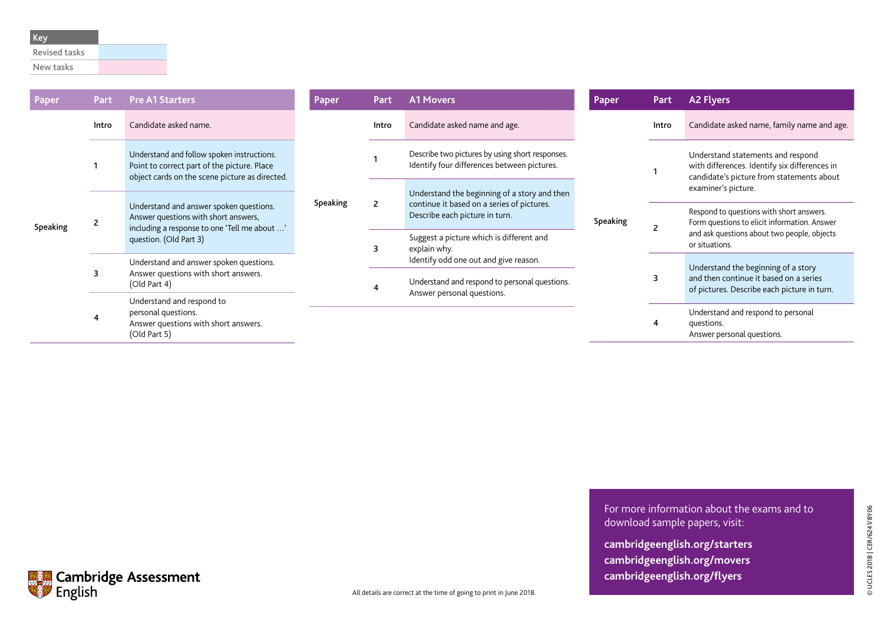| Key | |
|---|---|
| Revised tasks | |
| New tasks | |

| Paper | Part | Pre A1 Starters |
|---|---|---|
| Speaking | Intro | Candidate asked name. |
| | 1 | Understand and follow spoken instructions. Point to correct part of the picture. Place object cards on the scene picture as directed. |
| | 2 | Understand and answer spoken questions. Answer questions with short answers, including a response to one 'Tell me about …' question. (Old Part 3) |
| | 3 | Understand and answer spoken questions. Answer questions with short answers. (Old Part 4) |
| | 4 | Understand and respond to personal questions. Answer questions with short answers. (Old Part 5) |

| Paper | Part | A1 Movers |
|---|---|---|
| Speaking | Intro | Candidate asked name and age. |
| | 1 | Describe two pictures by using short responses. Identify four differences between pictures. |
| | 2 | Understand the beginning of a story and then continue it based on a series of pictures. Describe each picture in turn. |
| | 3 | Suggest a picture which is different and explain why. Identify odd one out and give reason. |
| | 4 | Understand and respond to personal questions. Answer personal questions. |

| Paper | Part | A2 Flyers |
|---|---|---|
| Speaking | Intro | Candidate asked name, family name and age. |
| | 1 | Understand statements and respond with differences. Identify six differences in candidate's picture from statements about examiner's picture. |
| | 2 | Respond to questions with short answers. Form questions to elicit information. Answer and ask questions about two people, objects or situations. |
| | 3 | Understand the beginning of a story and then continue it based on a series of pictures. Describe each picture in turn. |
| | 4 | Understand and respond to personal questions. Answer personal questions. |

For more information about the exams and to download sample papers, visit:

**cambridgeenglish.org/starters**
**cambridgeenglish.org/movers**
**cambridgeenglish.org/flyers**

Cambridge Assessment English

All details are correct at the time of going to print in June 2018.

© UCLES 2018 | CER/6241/8Y06